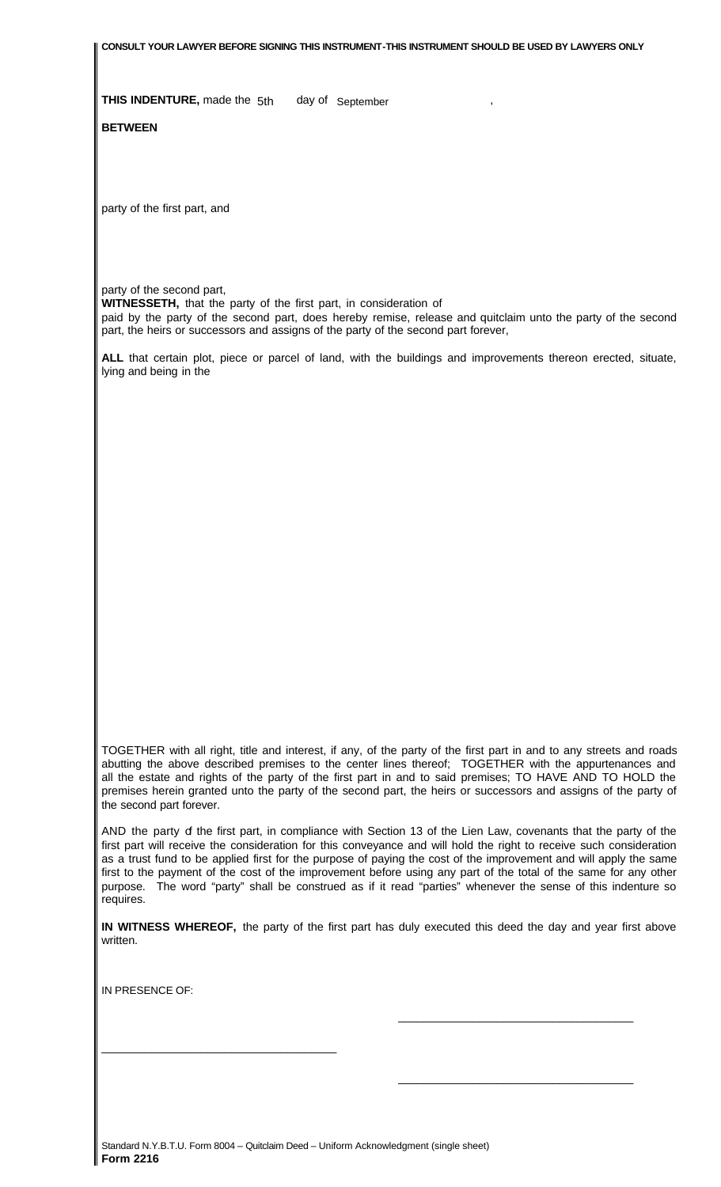**CONSULT YOUR LAWYER BEFORE SIGNING THIS INSTRUMENT-THIS INSTRUMENT SHOULD BE USED BY LAWYERS ONLY**

**THIS INDENTURE,** made the 5th day of September ,

**BETWEEN**

party of the first part, and

party of the second part,

**WITNESSETH,** that the party of the first part, in consideration of paid by the party of the second part, does hereby remise, release and quitclaim unto the party of the second part, the heirs or successors and assigns of the party of the second part forever,

**ALL** that certain plot, piece or parcel of land, with the buildings and improvements thereon erected, situate, lying and being in the

TOGETHER with all right, title and interest, if any, of the party of the first part in and to any streets and roads abutting the above described premises to the center lines thereof; TOGETHER with the appurtenances and all the estate and rights of the party of the first part in and to said premises; TO HAVE AND TO HOLD the premises herein granted unto the party of the second part, the heirs or successors and assigns of the party of the second part forever.

AND the party of the first part, in compliance with Section 13 of the Lien Law, covenants that the party of the first part will receive the consideration for this conveyance and will hold the right to receive such consideration as a trust fund to be applied first for the purpose of paying the cost of the improvement and will apply the same first to the payment of the cost of the improvement before using any part of the total of the same for any other purpose. The word "party" shall be construed as if it read "parties" whenever the sense of this indenture so requires.

**IN WITNESS WHEREOF,** the party of the first part has duly executed this deed the day and year first above written.

IN PRESENCE OF:

\_\_\_\_\_\_\_\_\_\_\_\_\_\_\_\_\_\_\_\_\_\_\_\_\_\_\_\_\_\_\_\_\_\_\_\_\_\_

\_\_\_\_\_\_\_\_\_\_\_\_\_\_\_\_\_\_\_\_\_\_\_\_\_\_\_\_\_\_\_\_\_\_\_\_\_\_

\_\_\_\_\_\_\_\_\_\_\_\_\_\_\_\_\_\_\_\_\_\_\_\_\_\_\_\_\_\_\_\_\_\_\_\_\_\_

Standard N.Y.B.T.U. Form 8004 – Quitclaim Deed – Uniform Acknowledgment (single sheet)
**Form 2216**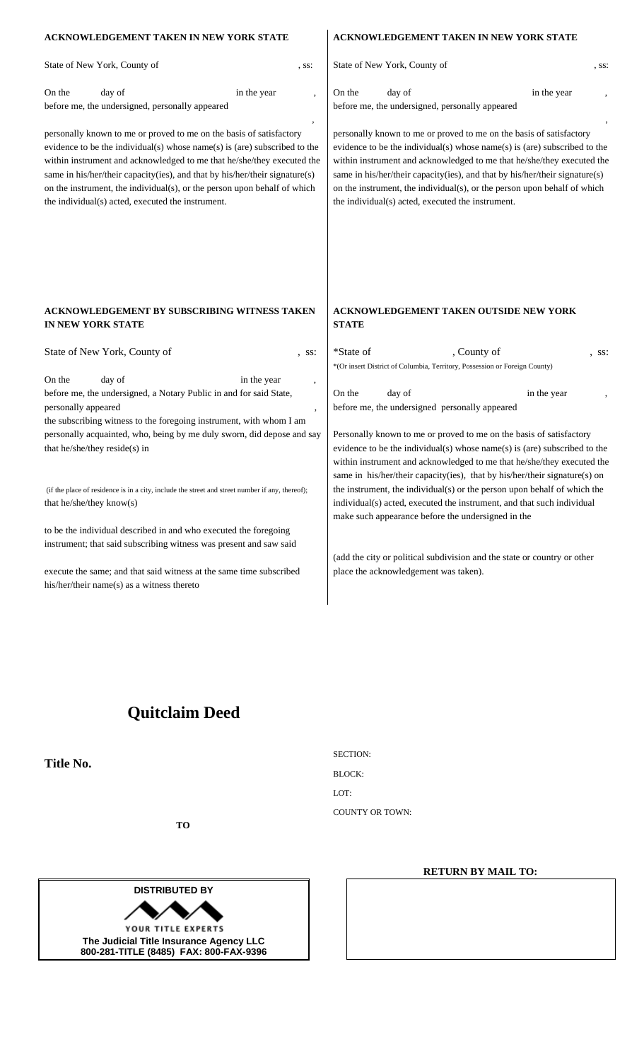### ACKNOWLEDGEMENT TAKEN IN NEW YORK STATE

State of New York, County of , ss:

On the day of in the year ,
before me, the undersigned, personally appeared

,

personally known to me or proved to me on the basis of satisfactory evidence to be the individual(s) whose name(s) is (are) subscribed to the within instrument and acknowledged to me that he/she/they executed the same in his/her/their capacity(ies), and that by his/her/their signature(s) on the instrument, the individual(s), or the person upon behalf of which the individual(s) acted, executed the instrument.

### ACKNOWLEDGEMENT TAKEN IN NEW YORK STATE

State of New York, County of , ss:

On the day of in the year ,
before me, the undersigned, personally appeared

,

personally known to me or proved to me on the basis of satisfactory evidence to be the individual(s) whose name(s) is (are) subscribed to the within instrument and acknowledged to me that he/she/they executed the same in his/her/their capacity(ies), and that by his/her/their signature(s) on the instrument, the individual(s), or the person upon behalf of which the individual(s) acted, executed the instrument.

### ACKNOWLEDGEMENT BY SUBSCRIBING WITNESS TAKEN IN NEW YORK STATE

State of New York, County of , ss:

On the day of in the year ,
before me, the undersigned, a Notary Public in and for said State, personally appeared ,
the subscribing witness to the foregoing instrument, with whom I am personally acquainted, who, being by me duly sworn, did depose and say that he/she/they reside(s) in

(if the place of residence is in a city, include the street and street number if any, thereof);
that he/she/they know(s)

to be the individual described in and who executed the foregoing instrument; that said subscribing witness was present and saw said

execute the same; and that said witness at the same time subscribed his/her/their name(s) as a witness thereto

### ACKNOWLEDGEMENT TAKEN OUTSIDE NEW YORK STATE

*State of , County of , ss:
*(Or insert District of Columbia, Territory, Possession or Foreign County)

On the day of in the year ,
before me, the undersigned personally appeared

Personally known to me or proved to me on the basis of satisfactory evidence to be the individual(s) whose name(s) is (are) subscribed to the within instrument and acknowledged to me that he/she/they executed the same in his/her/their capacity(ies), that by his/her/their signature(s) on the instrument, the individual(s) or the person upon behalf of which the individual(s) acted, executed the instrument, and that such individual make such appearance before the undersigned in the

(add the city or political subdivision and the state or country or other place the acknowledgement was taken).

# Quitclaim Deed

**Title No.**

**TO**

SECTION:

BLOCK:

LOT:

COUNTY OR TOWN:

**DISTRIBUTED BY**

YOUR TITLE EXPERTS

**The Judicial Title Insurance Agency LLC**
**800-281-TITLE (8485) FAX: 800-FAX-9396**

**RETURN BY MAIL TO:**